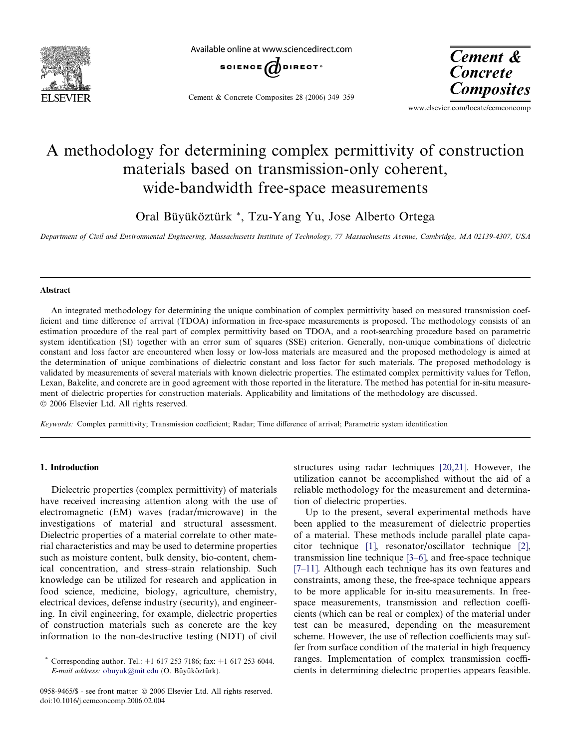# A methodology for determining complex permittivity of construction materials based on transmission-only coherent, wide-bandwidth free-space measurements

Oral Büyüköztürk *, Tzu-Yang Yu, Jose Alberto Ortega

*Department of Civil and Environmental Engineering, Massachusetts Institute of Technology, 77 Massachusetts Avenue, Cambridge, MA 02139-4307, USA*

## Abstract

An integrated methodology for determining the unique combination of complex permittivity based on measured transmission coefficient and time difference of arrival (TDOA) information in free-space measurements is proposed. The methodology consists of an estimation procedure of the real part of complex permittivity based on TDOA, and a root-searching procedure based on parametric system identification (SI) together with an error sum of squares (SSE) criterion. Generally, non-unique combinations of dielectric constant and loss factor are encountered when lossy or low-loss materials are measured and the proposed methodology is aimed at the determination of unique combinations of dielectric constant and loss factor for such materials. The proposed methodology is validated by measurements of several materials with known dielectric properties. The estimated complex permittivity values for Teflon, Lexan, Bakelite, and concrete are in good agreement with those reported in the literature. The method has potential for in-situ measurement of dielectric properties for construction materials. Applicability and limitations of the methodology are discussed.

© 2006 Elsevier Ltd. All rights reserved.

*Keywords:* Complex permittivity; Transmission coefficient; Radar; Time difference of arrival; Parametric system identification

## 1. Introduction

Dielectric properties (complex permittivity) of materials have received increasing attention along with the use of electromagnetic (EM) waves (radar/microwave) in the investigations of material and structural assessment. Dielectric properties of a material correlate to other material characteristics and may be used to determine properties such as moisture content, bulk density, bio-content, chemical concentration, and stress–strain relationship. Such knowledge can be utilized for research and application in food science, medicine, biology, agriculture, chemistry, electrical devices, defense industry (security), and engineering. In civil engineering, for example, dielectric properties of construction materials such as concrete are the key information to the non-destructive testing (NDT) of civil structures using radar techniques [20,21]. However, the utilization cannot be accomplished without the aid of a reliable methodology for the measurement and determination of dielectric properties.

Up to the present, several experimental methods have been applied to the measurement of dielectric properties of a material. These methods include parallel plate capacitor technique [1], resonator/oscillator technique [2], transmission line technique [3–6], and free-space technique [7–11]. Although each technique has its own features and constraints, among these, the free-space technique appears to be more applicable for in-situ measurements. In free-space measurements, transmission and reflection coefficients (which can be real or complex) of the material under test can be measured, depending on the measurement scheme. However, the use of reflection coefficients may suffer from surface condition of the material in high frequency ranges. Implementation of complex transmission coefficients in determining dielectric properties appears feasible.

* Corresponding author. Tel.: +1 617 253 7186; fax: +1 617 253 6044. *E-mail address:* obuyuk@mit.edu (O. Büyüköztürk).

0958-9465/$ - see front matter © 2006 Elsevier Ltd. All rights reserved.
doi:10.1016/j.cemconcomp.2006.02.004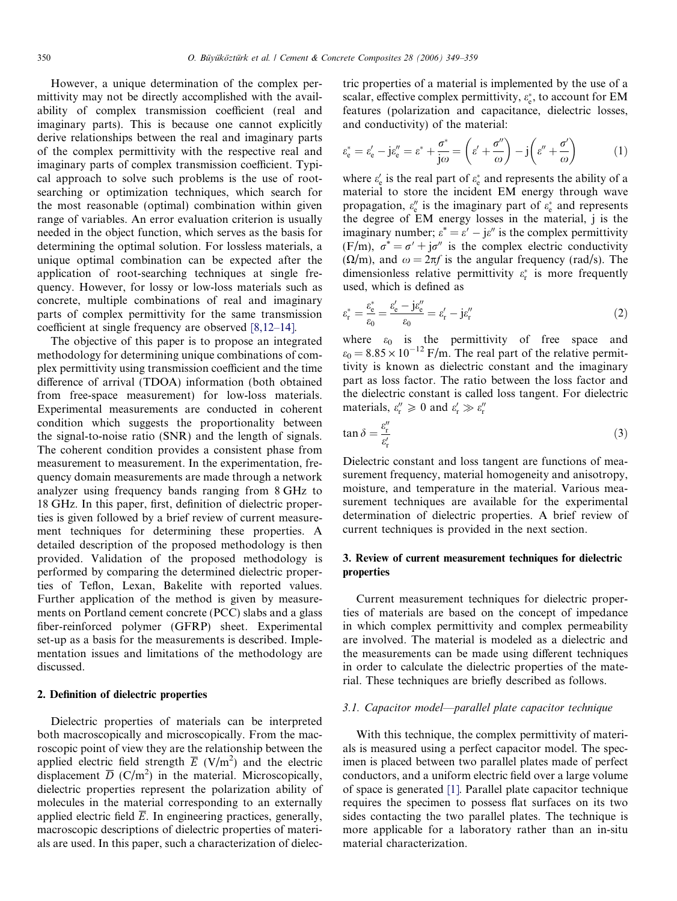However, a unique determination of the complex permittivity may not be directly accomplished with the availability of complex transmission coefficient (real and imaginary parts). This is because one cannot explicitly derive relationships between the real and imaginary parts of the complex permittivity with the respective real and imaginary parts of complex transmission coefficient. Typical approach to solve such problems is the use of root-searching or optimization techniques, which search for the most reasonable (optimal) combination within given range of variables. An error evaluation criterion is usually needed in the object function, which serves as the basis for determining the optimal solution. For lossless materials, a unique optimal combination can be expected after the application of root-searching techniques at single frequency. However, for lossy or low-loss materials such as concrete, multiple combinations of real and imaginary parts of complex permittivity for the same transmission coefficient at single frequency are observed [8,12–14].

The objective of this paper is to propose an integrated methodology for determining unique combinations of complex permittivity using transmission coefficient and the time difference of arrival (TDOA) information (both obtained from free-space measurement) for low-loss materials. Experimental measurements are conducted in coherent condition which suggests the proportionality between the signal-to-noise ratio (SNR) and the length of signals. The coherent condition provides a consistent phase from measurement to measurement. In the experimentation, frequency domain measurements are made through a network analyzer using frequency bands ranging from 8 GHz to 18 GHz. In this paper, first, definition of dielectric properties is given followed by a brief review of current measurement techniques for determining these properties. A detailed description of the proposed methodology is then provided. Validation of the proposed methodology is performed by comparing the determined dielectric properties of Teflon, Lexan, Bakelite with reported values. Further application of the method is given by measurements on Portland cement concrete (PCC) slabs and a glass fiber-reinforced polymer (GFRP) sheet. Experimental set-up as a basis for the measurements is described. Implementation issues and limitations of the methodology are discussed.

## 2. Definition of dielectric properties

Dielectric properties of materials can be interpreted both macroscopically and microscopically. From the macroscopic point of view they are the relationship between the applied electric field strength $\overline{E}$ (V/m$^2$) and the electric displacement $\overline{D}$ (C/m$^2$) in the material. Microscopically, dielectric properties represent the polarization ability of molecules in the material corresponding to an externally applied electric field $\overline{E}$. In engineering practices, generally, macroscopic descriptions of dielectric properties of materials are used. In this paper, such a characterization of dielectric properties of a material is implemented by the use of a scalar, effective complex permittivity, $\varepsilon_e^*$, to account for EM features (polarization and capacitance, dielectric losses, and conductivity) of the material:

$$\varepsilon_e^* = \varepsilon_e' - j\varepsilon_e'' = \varepsilon^* + \frac{\sigma^*}{j\omega} = \left(\varepsilon' + \frac{\sigma''}{\omega}\right) - j\left(\varepsilon'' + \frac{\sigma'}{\omega}\right) \tag{1}$$

where $\varepsilon_e'$ is the real part of $\varepsilon_e^*$ and represents the ability of a material to store the incident EM energy through wave propagation, $\varepsilon_e''$ is the imaginary part of $\varepsilon_e^*$ and represents the degree of EM energy losses in the material, j is the imaginary number; $\varepsilon^* = \varepsilon' - j\varepsilon''$ is the complex permittivity (F/m), $\sigma^* = \sigma' + j\sigma''$ is the complex electric conductivity ($\Omega$/m), and $\omega = 2\pi f$ is the angular frequency (rad/s). The dimensionless relative permittivity $\varepsilon_r^*$ is more frequently used, which is defined as

$$\varepsilon_r^* = \frac{\varepsilon_e^*}{\varepsilon_0} = \frac{\varepsilon_e' - j\varepsilon_e''}{\varepsilon_0} = \varepsilon_r' - j\varepsilon_r'' \tag{2}$$

where $\varepsilon_0$ is the permittivity of free space and $\varepsilon_0 = 8.85 \times 10^{-12}$ F/m. The real part of the relative permittivity is known as dielectric constant and the imaginary part as loss factor. The ratio between the loss factor and the dielectric constant is called loss tangent. For dielectric materials, $\varepsilon_r'' \geqslant 0$ and $\varepsilon_r' \gg \varepsilon_r''$

$$\tan\delta = \frac{\varepsilon_r''}{\varepsilon_r'} \tag{3}$$

Dielectric constant and loss tangent are functions of measurement frequency, material homogeneity and anisotropy, moisture, and temperature in the material. Various measurement techniques are available for the experimental determination of dielectric properties. A brief review of current techniques is provided in the next section.

## 3. Review of current measurement techniques for dielectric properties

Current measurement techniques for dielectric properties of materials are based on the concept of impedance in which complex permittivity and complex permeability are involved. The material is modeled as a dielectric and the measurements can be made using different techniques in order to calculate the dielectric properties of the material. These techniques are briefly described as follows.

### 3.1. Capacitor model—parallel plate capacitor technique

With this technique, the complex permittivity of materials is measured using a perfect capacitor model. The specimen is placed between two parallel plates made of perfect conductors, and a uniform electric field over a large volume of space is generated [1]. Parallel plate capacitor technique requires the specimen to possess flat surfaces on its two sides contacting the two parallel plates. The technique is more applicable for a laboratory rather than an in-situ material characterization.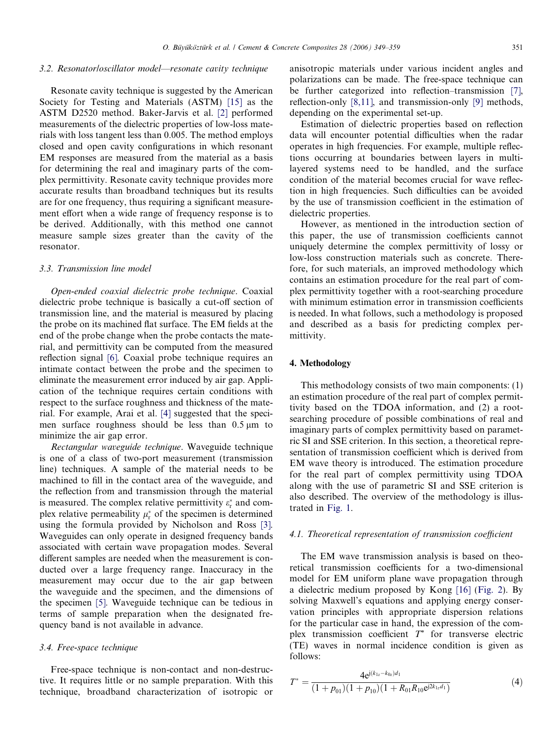### 3.2. Resonator/oscillator model—resonate cavity technique

Resonate cavity technique is suggested by the American Society for Testing and Materials (ASTM) [15] as the ASTM D2520 method. Baker-Jarvis et al. [2] performed measurements of the dielectric properties of low-loss materials with loss tangent less than 0.005. The method employs closed and open cavity configurations in which resonant EM responses are measured from the material as a basis for determining the real and imaginary parts of the complex permittivity. Resonate cavity technique provides more accurate results than broadband techniques but its results are for one frequency, thus requiring a significant measurement effort when a wide range of frequency response is to be derived. Additionally, with this method one cannot measure sample sizes greater than the cavity of the resonator.

### 3.3. Transmission line model

*Open-ended coaxial dielectric probe technique*. Coaxial dielectric probe technique is basically a cut-off section of transmission line, and the material is measured by placing the probe on its machined flat surface. The EM fields at the end of the probe change when the probe contacts the material, and permittivity can be computed from the measured reflection signal [6]. Coaxial probe technique requires an intimate contact between the probe and the specimen to eliminate the measurement error induced by air gap. Application of the technique requires certain conditions with respect to the surface roughness and thickness of the material. For example, Arai et al. [4] suggested that the specimen surface roughness should be less than 0.5 μm to minimize the air gap error.

*Rectangular waveguide technique*. Waveguide technique is one of a class of two-port measurement (transmission line) techniques. A sample of the material needs to be machined to fill in the contact area of the waveguide, and the reflection from and transmission through the material is measured. The complex relative permittivity $\varepsilon_r^*$ and complex relative permeability $\mu_r^*$ of the specimen is determined using the formula provided by Nicholson and Ross [3]. Waveguides can only operate in designed frequency bands associated with certain wave propagation modes. Several different samples are needed when the measurement is conducted over a large frequency range. Inaccuracy in the measurement may occur due to the air gap between the waveguide and the specimen, and the dimensions of the specimen [5]. Waveguide technique can be tedious in terms of sample preparation when the designated frequency band is not available in advance.

### 3.4. Free-space technique

Free-space technique is non-contact and non-destructive. It requires little or no sample preparation. With this technique, broadband characterization of isotropic or anisotropic materials under various incident angles and polarizations can be made. The free-space technique can be further categorized into reflection–transmission [7], reflection-only [8,11], and transmission-only [9] methods, depending on the experimental set-up.

Estimation of dielectric properties based on reflection data will encounter potential difficulties when the radar operates in high frequencies. For example, multiple reflections occurring at boundaries between layers in multi-layered systems need to be handled, and the surface condition of the material becomes crucial for wave reflection in high frequencies. Such difficulties can be avoided by the use of transmission coefficient in the estimation of dielectric properties.

However, as mentioned in the introduction section of this paper, the use of transmission coefficients cannot uniquely determine the complex permittivity of lossy or low-loss construction materials such as concrete. Therefore, for such materials, an improved methodology which contains an estimation procedure for the real part of complex permittivity together with a root-searching procedure with minimum estimation error in transmission coefficients is needed. In what follows, such a methodology is proposed and described as a basis for predicting complex permittivity.

## 4. Methodology

This methodology consists of two main components: (1) an estimation procedure of the real part of complex permittivity based on the TDOA information, and (2) a root-searching procedure of possible combinations of real and imaginary parts of complex permittivity based on parametric SI and SSE criterion. In this section, a theoretical representation of transmission coefficient which is derived from EM wave theory is introduced. The estimation procedure for the real part of complex permittivity using TDOA along with the use of parametric SI and SSE criterion is also described. The overview of the methodology is illustrated in Fig. 1.

### 4.1. Theoretical representation of transmission coefficient

The EM wave transmission analysis is based on theoretical transmission coefficients for a two-dimensional model for EM uniform plane wave propagation through a dielectric medium proposed by Kong [16] (Fig. 2). By solving Maxwell's equations and applying energy conservation principles with appropriate dispersion relations for the particular case in hand, the expression of the complex transmission coefficient $T^*$ for transverse electric (TE) waves in normal incidence condition is given as follows:

$$T^* = \frac{4e^{j(k_{1z}-k_{0z})d_1}}{(1+p_{01})(1+p_{10})(1+R_{01}R_{10}e^{j2k_{1z}d_1})} \tag{4}$$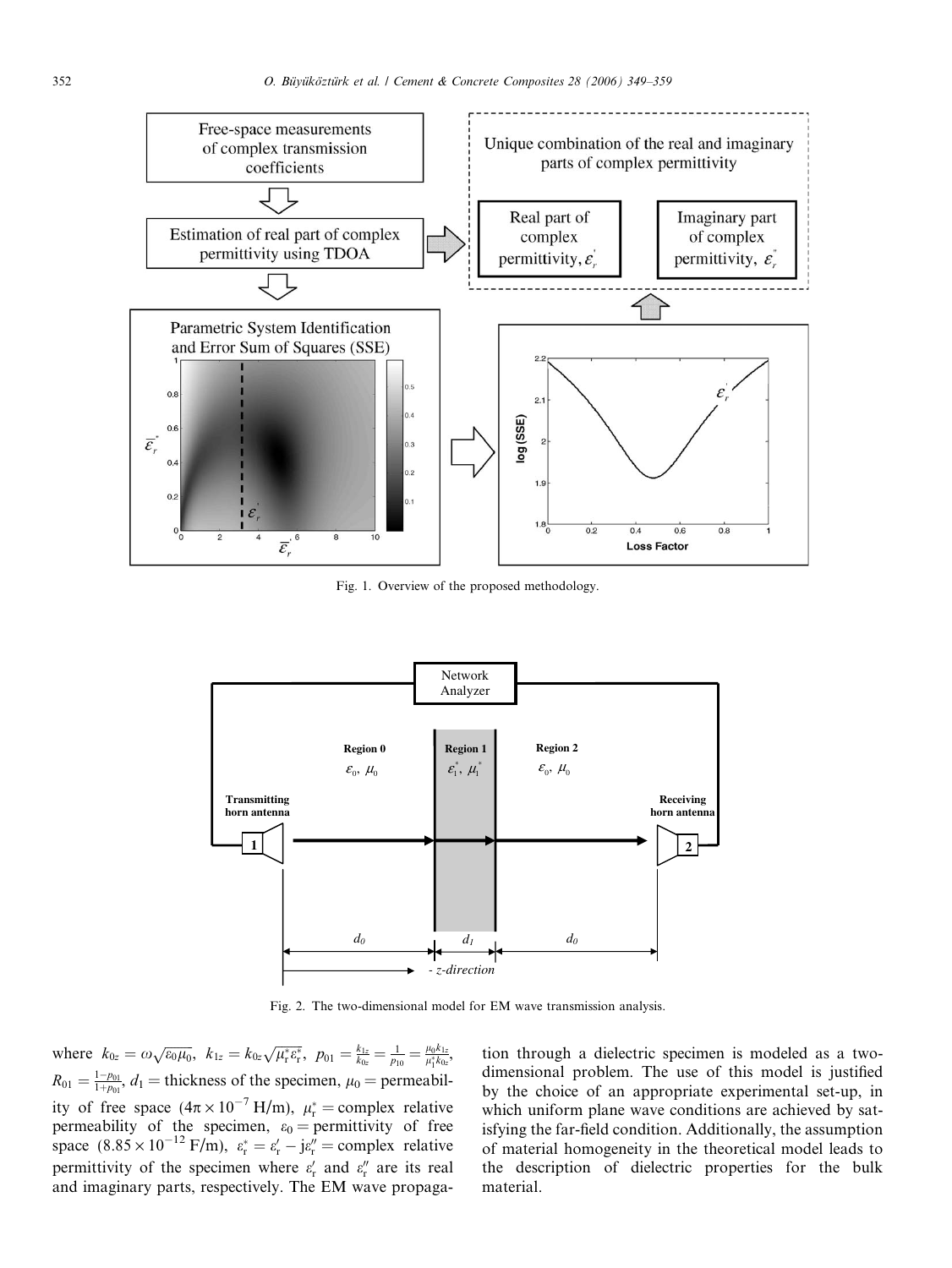Fig. 1. Overview of the proposed methodology.

Fig. 2. The two-dimensional model for EM wave transmission analysis.

where $k_{0z} = \omega\sqrt{\varepsilon_0\mu_0}$, $k_{1z} = k_{0z}\sqrt{\mu_r^*\varepsilon_r^*}$, $p_{01} = \frac{k_{1z}}{k_{0z}} = \frac{1}{p_{10}} = \frac{\mu_0 k_{1z}}{\mu_1^* k_{0z}}$, $R_{01} = \frac{1-p_{01}}{1+p_{01}}$, $d_1$ = thickness of the specimen, $\mu_0$ = permeability of free space ($4\pi \times 10^{-7}$ H/m), $\mu_r^*$ = complex relative permeability of the specimen, $\varepsilon_0$ = permittivity of free space ($8.85 \times 10^{-12}$ F/m), $\varepsilon_r^* = \varepsilon_r' - j\varepsilon_r''$ = complex relative permittivity of the specimen where $\varepsilon_r'$ and $\varepsilon_r''$ are its real and imaginary parts, respectively. The EM wave propagation through a dielectric specimen is modeled as a two-dimensional problem. The use of this model is justified by the choice of an appropriate experimental set-up, in which uniform plane wave conditions are achieved by satisfying the far-field condition. Additionally, the assumption of material homogeneity in the theoretical model leads to the description of dielectric properties for the bulk material.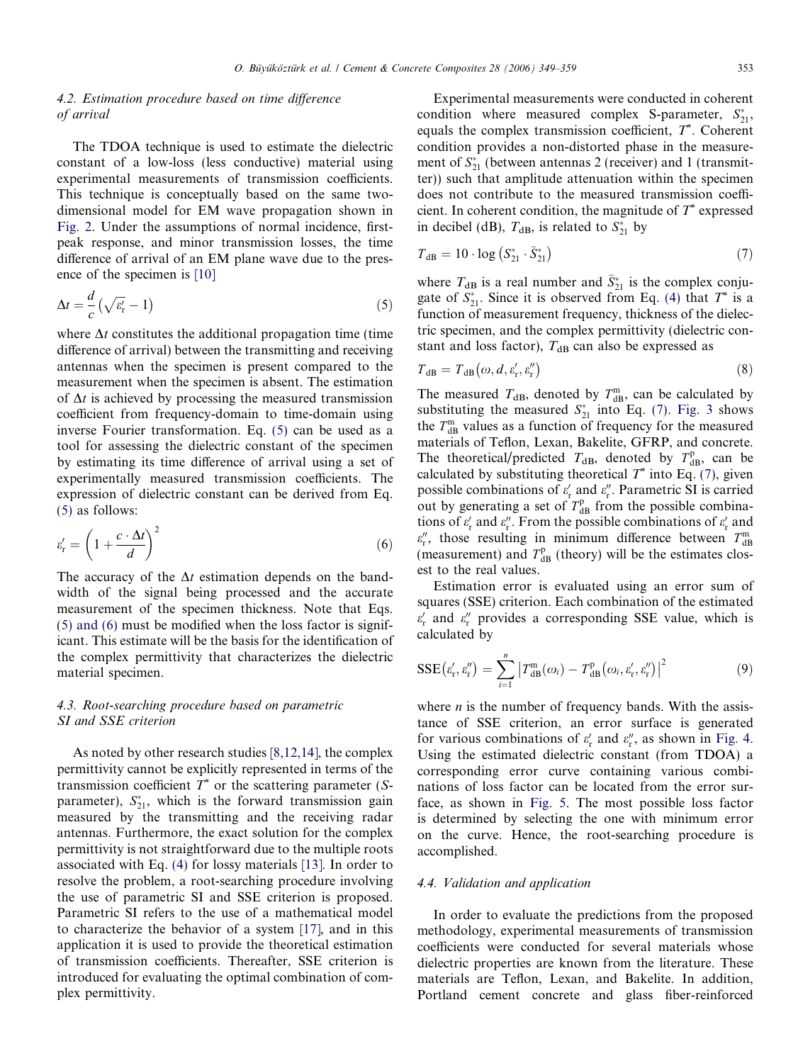### 4.2. Estimation procedure based on time difference of arrival

The TDOA technique is used to estimate the dielectric constant of a low-loss (less conductive) material using experimental measurements of transmission coefficients. This technique is conceptually based on the same two-dimensional model for EM wave propagation shown in Fig. 2. Under the assumptions of normal incidence, first-peak response, and minor transmission losses, the time difference of arrival of an EM plane wave due to the presence of the specimen is [10]

$$\Delta t = \frac{d}{c}\left(\sqrt{\varepsilon_{\mathrm{r}}'} - 1\right) \tag{5}$$

where $\Delta t$ constitutes the additional propagation time (time difference of arrival) between the transmitting and receiving antennas when the specimen is present compared to the measurement when the specimen is absent. The estimation of $\Delta t$ is achieved by processing the measured transmission coefficient from frequency-domain to time-domain using inverse Fourier transformation. Eq. (5) can be used as a tool for assessing the dielectric constant of the specimen by estimating its time difference of arrival using a set of experimentally measured transmission coefficients. The expression of dielectric constant can be derived from Eq. (5) as follows:

$$\varepsilon_{\mathrm{r}}' = \left(1 + \frac{c \cdot \Delta t}{d}\right)^2 \tag{6}$$

The accuracy of the $\Delta t$ estimation depends on the bandwidth of the signal being processed and the accurate measurement of the specimen thickness. Note that Eqs. (5) and (6) must be modified when the loss factor is significant. This estimate will be the basis for the identification of the complex permittivity that characterizes the dielectric material specimen.

### 4.3. Root-searching procedure based on parametric SI and SSE criterion

As noted by other research studies [8,12,14], the complex permittivity cannot be explicitly represented in terms of the transmission coefficient $T^*$ or the scattering parameter (S-parameter), $S_{21}^*$, which is the forward transmission gain measured by the transmitting and the receiving radar antennas. Furthermore, the exact solution for the complex permittivity is not straightforward due to the multiple roots associated with Eq. (4) for lossy materials [13]. In order to resolve the problem, a root-searching procedure involving the use of parametric SI and SSE criterion is proposed. Parametric SI refers to the use of a mathematical model to characterize the behavior of a system [17], and in this application it is used to provide the theoretical estimation of transmission coefficients. Thereafter, SSE criterion is introduced for evaluating the optimal combination of complex permittivity.

Experimental measurements were conducted in coherent condition where measured complex S-parameter, $S_{21}^*$, equals the complex transmission coefficient, $T^*$. Coherent condition provides a non-distorted phase in the measurement of $S_{21}^*$ (between antennas 2 (receiver) and 1 (transmitter)) such that amplitude attenuation within the specimen does not contribute to the measured transmission coefficient. In coherent condition, the magnitude of $T^*$ expressed in decibel (dB), $T_{\mathrm{dB}}$, is related to $S_{21}^*$ by

$$T_{\mathrm{dB}} = 10 \cdot \log\left(S_{21}^* \cdot \bar{S}_{21}^*\right) \tag{7}$$

where $T_{\mathrm{dB}}$ is a real number and $\bar{S}_{21}^*$ is the complex conjugate of $S_{21}^*$. Since it is observed from Eq. (4) that $T^*$ is a function of measurement frequency, thickness of the dielectric specimen, and the complex permittivity (dielectric constant and loss factor), $T_{\mathrm{dB}}$ can also be expressed as

$$T_{\mathrm{dB}} = T_{\mathrm{dB}}\left(\omega, d, \varepsilon_{\mathrm{r}}', \varepsilon_{\mathrm{r}}''\right) \tag{8}$$

The measured $T_{\mathrm{dB}}$, denoted by $T_{\mathrm{dB}}^{\mathrm{m}}$, can be calculated by substituting the measured $S_{21}^*$ into Eq. (7). Fig. 3 shows the $T_{\mathrm{dB}}^{\mathrm{m}}$ values as a function of frequency for the measured materials of Teflon, Lexan, Bakelite, GFRP, and concrete. The theoretical/predicted $T_{\mathrm{dB}}$, denoted by $T_{\mathrm{dB}}^{\mathrm{p}}$, can be calculated by substituting theoretical $T^*$ into Eq. (7), given possible combinations of $\varepsilon_{\mathrm{r}}'$ and $\varepsilon_{\mathrm{r}}''$. Parametric SI is carried out by generating a set of $T_{\mathrm{dB}}^{\mathrm{p}}$ from the possible combinations of $\varepsilon_{\mathrm{r}}'$ and $\varepsilon_{\mathrm{r}}''$. From the possible combinations of $\varepsilon_{\mathrm{r}}'$ and $\varepsilon_{\mathrm{r}}''$, those resulting in minimum difference between $T_{\mathrm{dB}}^{\mathrm{m}}$ (measurement) and $T_{\mathrm{dB}}^{\mathrm{p}}$ (theory) will be the estimates closest to the real values.

Estimation error is evaluated using an error sum of squares (SSE) criterion. Each combination of the estimated $\varepsilon_{\mathrm{r}}'$ and $\varepsilon_{\mathrm{r}}''$ provides a corresponding SSE value, which is calculated by

$$\mathrm{SSE}\left(\varepsilon_{\mathrm{r}}', \varepsilon_{\mathrm{r}}''\right) = \sum_{i=1}^{n} \left| T_{\mathrm{dB}}^{\mathrm{m}}(\omega_i) - T_{\mathrm{dB}}^{\mathrm{p}}\left(\omega_i, \varepsilon_{\mathrm{r}}', \varepsilon_{\mathrm{r}}''\right) \right|^2 \tag{9}$$

where $n$ is the number of frequency bands. With the assistance of SSE criterion, an error surface is generated for various combinations of $\varepsilon_{\mathrm{r}}'$ and $\varepsilon_{\mathrm{r}}''$, as shown in Fig. 4. Using the estimated dielectric constant (from TDOA) a corresponding error curve containing various combinations of loss factor can be located from the error surface, as shown in Fig. 5. The most possible loss factor is determined by selecting the one with minimum error on the curve. Hence, the root-searching procedure is accomplished.

### 4.4. Validation and application

In order to evaluate the predictions from the proposed methodology, experimental measurements of transmission coefficients were conducted for several materials whose dielectric properties are known from the literature. These materials are Teflon, Lexan, and Bakelite. In addition, Portland cement concrete and glass fiber-reinforced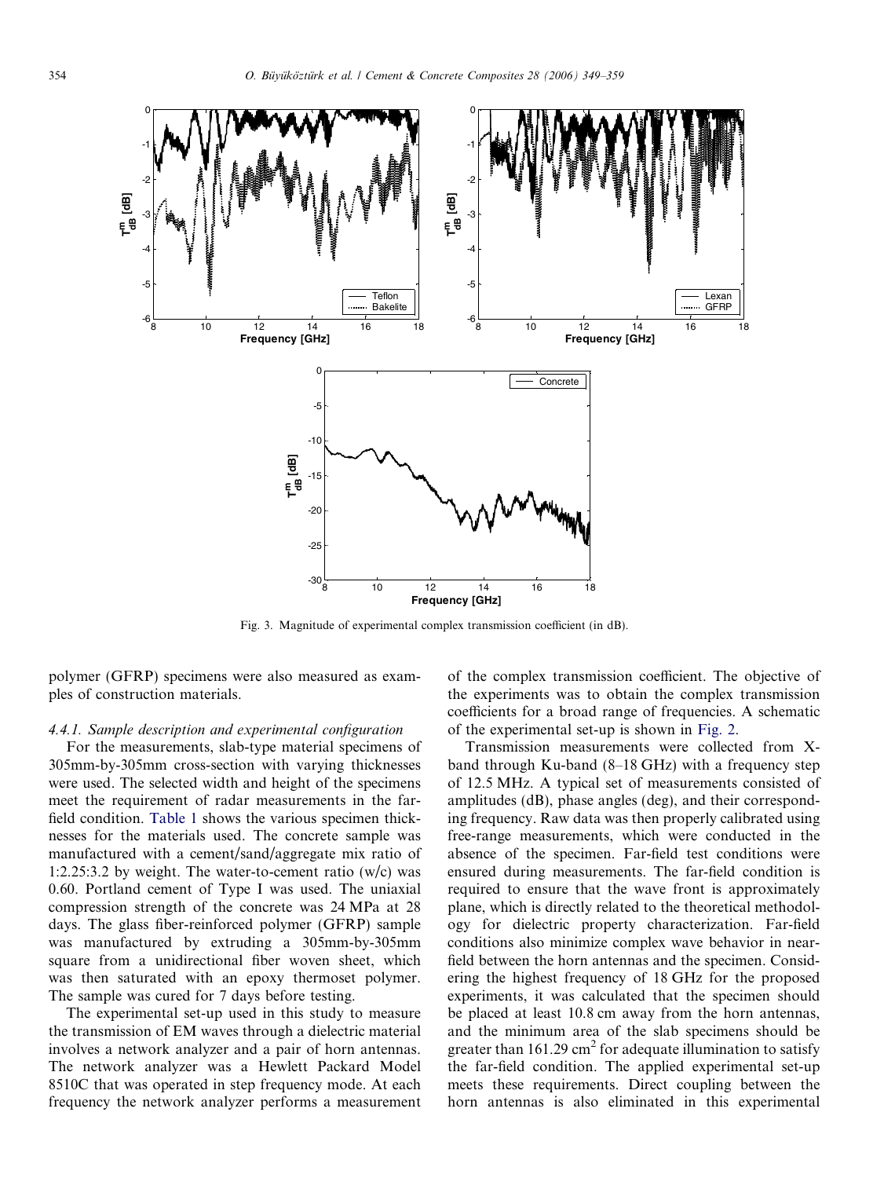Fig. 3. Magnitude of experimental complex transmission coefficient (in dB).

polymer (GFRP) specimens were also measured as examples of construction materials.

### 4.4.1. Sample description and experimental configuration

For the measurements, slab-type material specimens of 305mm-by-305mm cross-section with varying thicknesses were used. The selected width and height of the specimens meet the requirement of radar measurements in the far-field condition. Table 1 shows the various specimen thicknesses for the materials used. The concrete sample was manufactured with a cement/sand/aggregate mix ratio of 1:2.25:3.2 by weight. The water-to-cement ratio (w/c) was 0.60. Portland cement of Type I was used. The uniaxial compression strength of the concrete was 24 MPa at 28 days. The glass fiber-reinforced polymer (GFRP) sample was manufactured by extruding a 305mm-by-305mm square from a unidirectional fiber woven sheet, which was then saturated with an epoxy thermoset polymer. The sample was cured for 7 days before testing.

The experimental set-up used in this study to measure the transmission of EM waves through a dielectric material involves a network analyzer and a pair of horn antennas. The network analyzer was a Hewlett Packard Model 8510C that was operated in step frequency mode. At each frequency the network analyzer performs a measurement of the complex transmission coefficient. The objective of the experiments was to obtain the complex transmission coefficients for a broad range of frequencies. A schematic of the experimental set-up is shown in Fig. 2.

Transmission measurements were collected from X-band through Ku-band (8–18 GHz) with a frequency step of 12.5 MHz. A typical set of measurements consisted of amplitudes (dB), phase angles (deg), and their corresponding frequency. Raw data was then properly calibrated using free-range measurements, which were conducted in the absence of the specimen. Far-field test conditions were ensured during measurements. The far-field condition is required to ensure that the wave front is approximately plane, which is directly related to the theoretical methodology for dielectric property characterization. Far-field conditions also minimize complex wave behavior in near-field between the horn antennas and the specimen. Considering the highest frequency of 18 GHz for the proposed experiments, it was calculated that the specimen should be placed at least 10.8 cm away from the horn antennas, and the minimum area of the slab specimens should be greater than 161.29 $cm^2$ for adequate illumination to satisfy the far-field condition. The applied experimental set-up meets these requirements. Direct coupling between the horn antennas is also eliminated in this experimental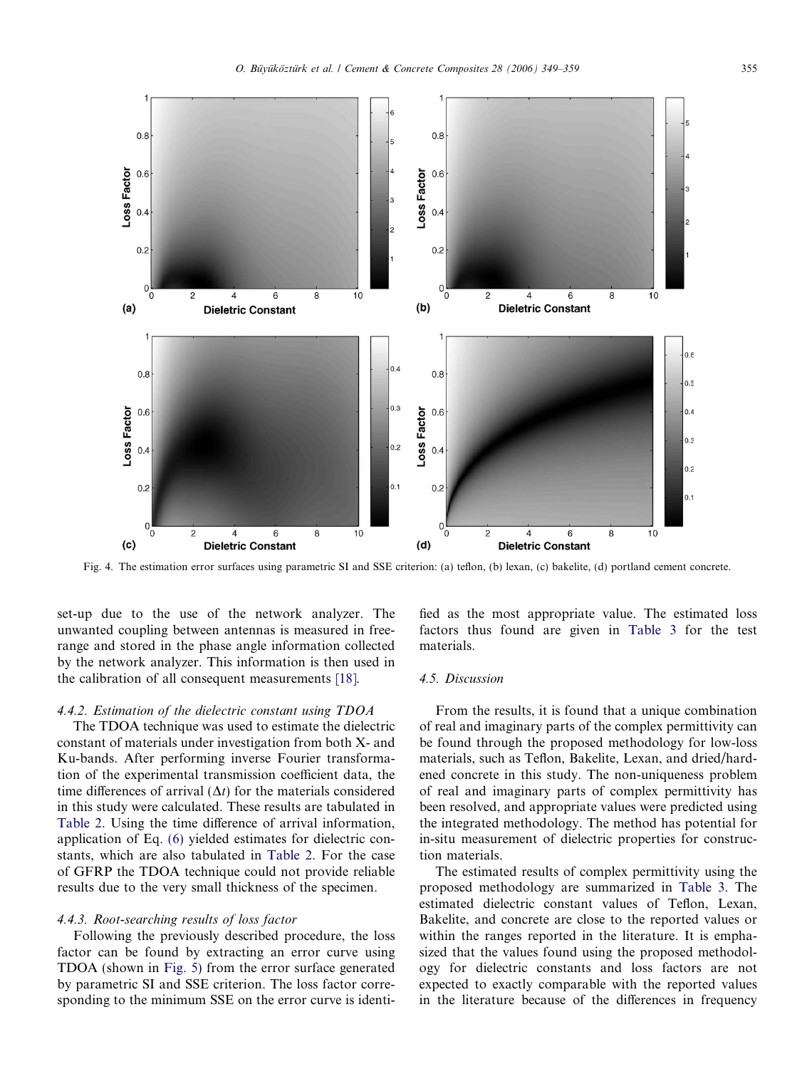Fig. 4. The estimation error surfaces using parametric SI and SSE criterion: (a) teflon, (b) lexan, (c) bakelite, (d) portland cement concrete.

set-up due to the use of the network analyzer. The unwanted coupling between antennas is measured in free-range and stored in the phase angle information collected by the network analyzer. This information is then used in the calibration of all consequent measurements [18].

#### 4.4.2. Estimation of the dielectric constant using TDOA

The TDOA technique was used to estimate the dielectric constant of materials under investigation from both X- and Ku-bands. After performing inverse Fourier transformation of the experimental transmission coefficient data, the time differences of arrival ($\Delta t$) for the materials considered in this study were calculated. These results are tabulated in Table 2. Using the time difference of arrival information, application of Eq. (6) yielded estimates for dielectric constants, which are also tabulated in Table 2. For the case of GFRP the TDOA technique could not provide reliable results due to the very small thickness of the specimen.

#### 4.4.3. Root-searching results of loss factor

Following the previously described procedure, the loss factor can be found by extracting an error curve using TDOA (shown in Fig. 5) from the error surface generated by parametric SI and SSE criterion. The loss factor corresponding to the minimum SSE on the error curve is identified as the most appropriate value. The estimated loss factors thus found are given in Table 3 for the test materials.

### 4.5. Discussion

From the results, it is found that a unique combination of real and imaginary parts of the complex permittivity can be found through the proposed methodology for low-loss materials, such as Teflon, Bakelite, Lexan, and dried/hardened concrete in this study. The non-uniqueness problem of real and imaginary parts of complex permittivity has been resolved, and appropriate values were predicted using the integrated methodology. The method has potential for in-situ measurement of dielectric properties for construction materials.

The estimated results of complex permittivity using the proposed methodology are summarized in Table 3. The estimated dielectric constant values of Teflon, Lexan, Bakelite, and concrete are close to the reported values or within the ranges reported in the literature. It is emphasized that the values found using the proposed methodology for dielectric constants and loss factors are not expected to exactly comparable with the reported values in the literature because of the differences in frequency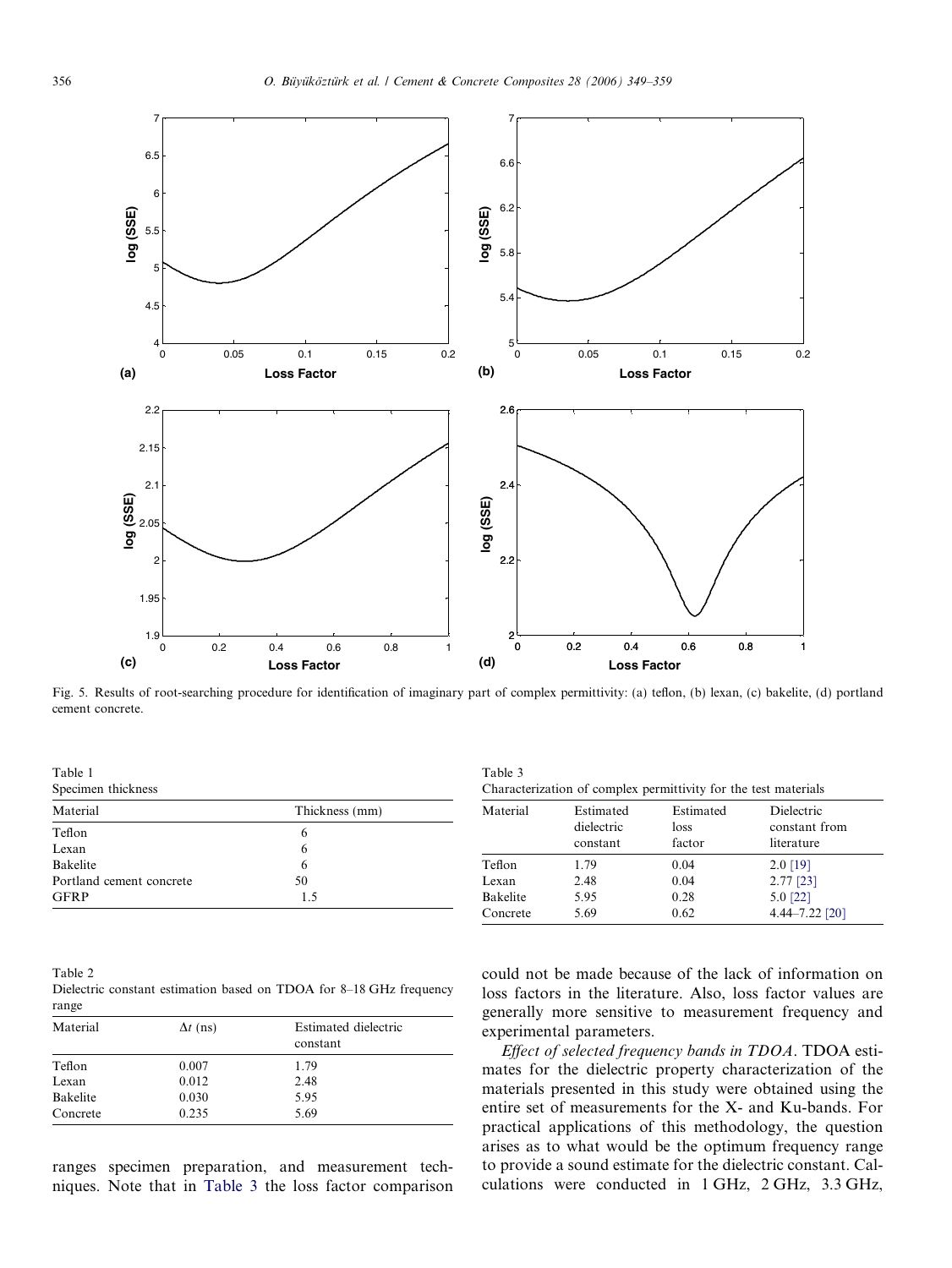Fig. 5. Results of root-searching procedure for identification of imaginary part of complex permittivity: (a) teflon, (b) lexan, (c) bakelite, (d) portland cement concrete.

Table 1
Specimen thickness

| Material | Thickness (mm) |
|---|---|
| Teflon | 6 |
| Lexan | 6 |
| Bakelite | 6 |
| Portland cement concrete | 50 |
| GFRP | 1.5 |

Table 2
Dielectric constant estimation based on TDOA for 8–18 GHz frequency range

| Material | $\Delta t$ (ns) | Estimated dielectric constant |
|---|---|---|
| Teflon | 0.007 | 1.79 |
| Lexan | 0.012 | 2.48 |
| Bakelite | 0.030 | 5.95 |
| Concrete | 0.235 | 5.69 |

Table 3
Characterization of complex permittivity for the test materials

| Material | Estimated dielectric constant | Estimated loss factor | Dielectric constant from literature |
|---|---|---|---|
| Teflon | 1.79 | 0.04 | 2.0 [19] |
| Lexan | 2.48 | 0.04 | 2.77 [23] |
| Bakelite | 5.95 | 0.28 | 5.0 [22] |
| Concrete | 5.69 | 0.62 | 4.44–7.22 [20] |

ranges specimen preparation, and measurement techniques. Note that in Table 3 the loss factor comparison could not be made because of the lack of information on loss factors in the literature. Also, loss factor values are generally more sensitive to measurement frequency and experimental parameters.

*Effect of selected frequency bands in TDOA*. TDOA estimates for the dielectric property characterization of the materials presented in this study were obtained using the entire set of measurements for the X- and Ku-bands. For practical applications of this methodology, the question arises as to what would be the optimum frequency range to provide a sound estimate for the dielectric constant. Calculations were conducted in 1 GHz, 2 GHz, 3.3 GHz,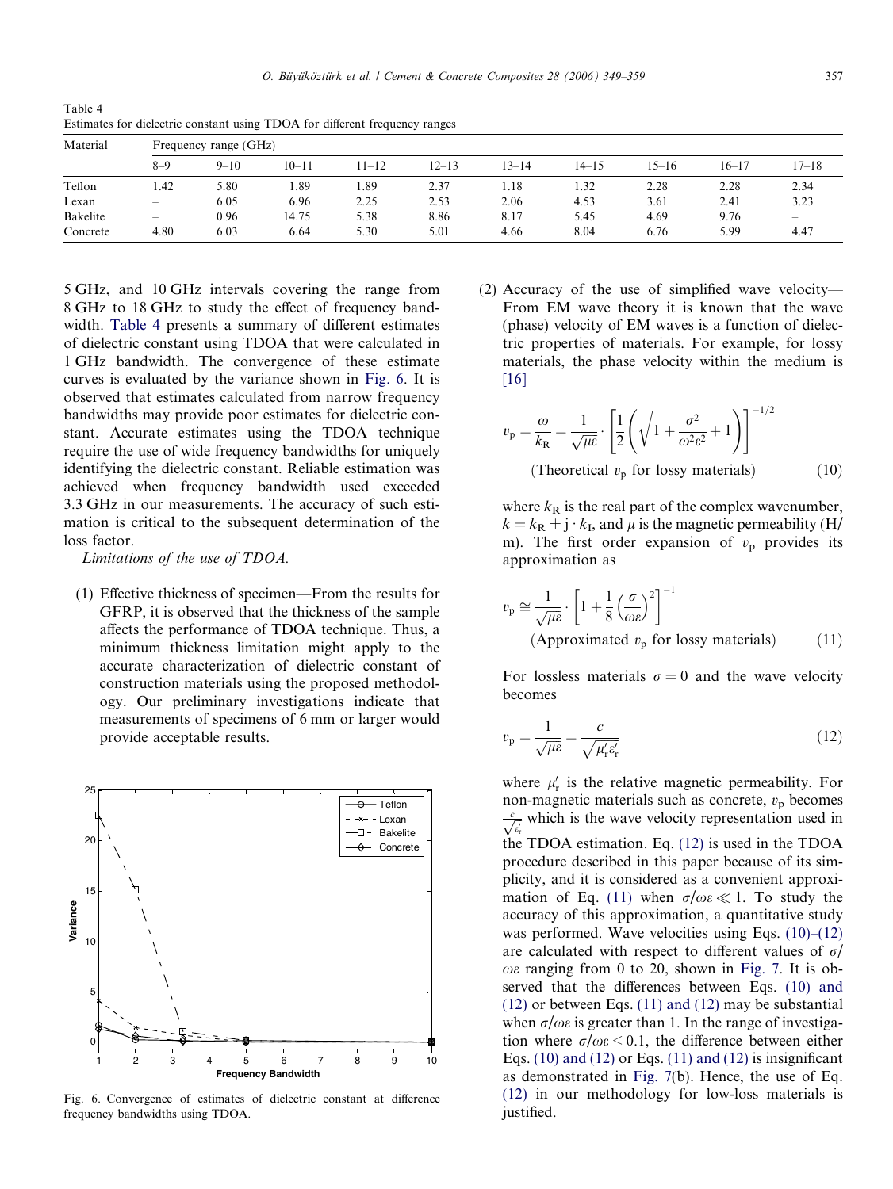Table 4
Estimates for dielectric constant using TDOA for different frequency ranges

| Material | Frequency range (GHz) | | | | | | | | | |
|---|---|---|---|---|---|---|---|---|---|---|
| | 8–9 | 9–10 | 10–11 | 11–12 | 12–13 | 13–14 | 14–15 | 15–16 | 16–17 | 17–18 |
| Teflon | 1.42 | 5.80 | 1.89 | 1.89 | 2.37 | 1.18 | 1.32 | 2.28 | 2.28 | 2.34 |
| Lexan | – | 6.05 | 6.96 | 2.25 | 2.53 | 2.06 | 4.53 | 3.61 | 2.41 | 3.23 |
| Bakelite | – | 0.96 | 14.75 | 5.38 | 8.86 | 8.17 | 5.45 | 4.69 | 9.76 | – |
| Concrete | 4.80 | 6.03 | 6.64 | 5.30 | 5.01 | 4.66 | 8.04 | 6.76 | 5.99 | 4.47 |

5 GHz, and 10 GHz intervals covering the range from 8 GHz to 18 GHz to study the effect of frequency bandwidth. Table 4 presents a summary of different estimates of dielectric constant using TDOA that were calculated in 1 GHz bandwidth. The convergence of these estimate curves is evaluated by the variance shown in Fig. 6. It is observed that estimates calculated from narrow frequency bandwidths may provide poor estimates for dielectric constant. Accurate estimates using the TDOA technique require the use of wide frequency bandwidths for uniquely identifying the dielectric constant. Reliable estimation was achieved when frequency bandwidth used exceeded 3.3 GHz in our measurements. The accuracy of such estimation is critical to the subsequent determination of the loss factor.

*Limitations of the use of TDOA.*

(1) Effective thickness of specimen—From the results for GFRP, it is observed that the thickness of the sample affects the performance of TDOA technique. Thus, a minimum thickness limitation might apply to the accurate characterization of dielectric constant of construction materials using the proposed methodology. Our preliminary investigations indicate that measurements of specimens of 6 mm or larger would provide acceptable results.

Fig. 6. Convergence of estimates of dielectric constant at difference frequency bandwidths using TDOA.

(2) Accuracy of the use of simplified wave velocity—From EM wave theory it is known that the wave (phase) velocity of EM waves is a function of dielectric properties of materials. For example, for lossy materials, the phase velocity within the medium is [16]

$$v_p = \frac{\omega}{k_R} = \frac{1}{\sqrt{\mu\varepsilon}} \cdot \left[\frac{1}{2}\left(\sqrt{1+\frac{\sigma^2}{\omega^2\varepsilon^2}}+1\right)\right]^{-1/2}$$
(Theoretical $v_p$ for lossy materials) (10)

where $k_R$ is the real part of the complex wavenumber, $k = k_R + j \cdot k_I$, and $\mu$ is the magnetic permeability (H/m). The first order expansion of $v_p$ provides its approximation as

$$v_p \cong \frac{1}{\sqrt{\mu\varepsilon}} \cdot \left[1+\frac{1}{8}\left(\frac{\sigma}{\omega\varepsilon}\right)^2\right]^{-1}$$
(Approximated $v_p$ for lossy materials) (11)

For lossless materials $\sigma = 0$ and the wave velocity becomes

$$v_p = \frac{1}{\sqrt{\mu\varepsilon}} = \frac{c}{\sqrt{\mu'_r\varepsilon'_r}} \tag{12}$$

where $\mu'_r$ is the relative magnetic permeability. For non-magnetic materials such as concrete, $v_p$ becomes $\frac{c}{\sqrt{\varepsilon'_r}}$ which is the wave velocity representation used in the TDOA estimation. Eq. (12) is used in the TDOA procedure described in this paper because of its simplicity, and it is considered as a convenient approximation of Eq. (11) when $\sigma/\omega\varepsilon \ll 1$. To study the accuracy of this approximation, a quantitative study was performed. Wave velocities using Eqs. (10)–(12) are calculated with respect to different values of $\sigma/\omega\varepsilon$ ranging from 0 to 20, shown in Fig. 7. It is observed that the differences between Eqs. (10) and (12) or between Eqs. (11) and (12) may be substantial when $\sigma/\omega\varepsilon$ is greater than 1. In the range of investigation where $\sigma/\omega\varepsilon < 0.1$, the difference between either Eqs. (10) and (12) or Eqs. (11) and (12) is insignificant as demonstrated in Fig. 7(b). Hence, the use of Eq. (12) in our methodology for low-loss materials is justified.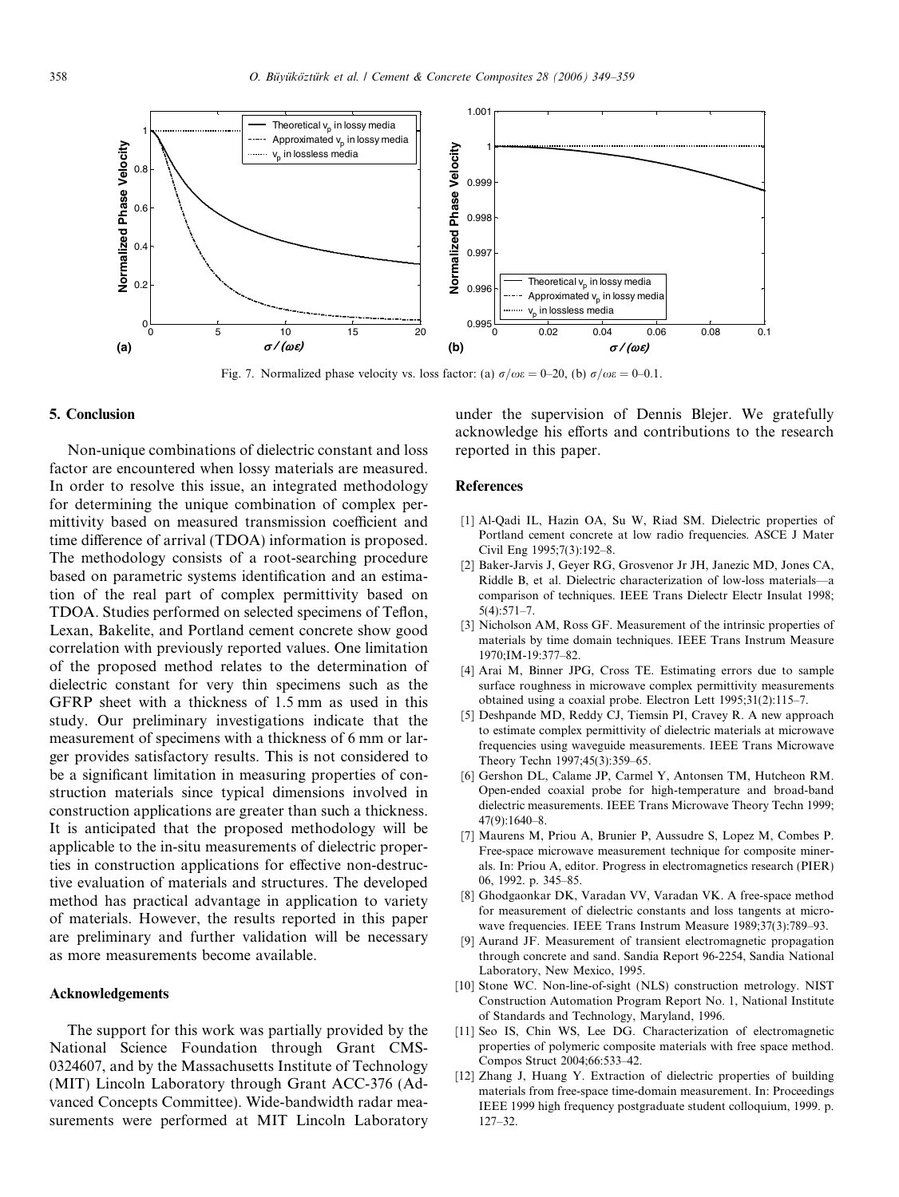1

0.8

0.6

0.4

0.2

0

Normalized Phase Velocity

0 5 10 15 20

$\sigma/(\omega\varepsilon)$

(a)

Theoretical $v_p$ in lossy media

Approximated $v_p$ in lossy media

$v_p$ in lossless media

1.001

1

0.999

0.998

0.997

0.996

0.995

Normalized Phase Velocity

0 0.02 0.04 0.06 0.08 0.1

$\sigma/(\omega\varepsilon)$

(b)

Theoretical $v_p$ in lossy media

Approximated $v_p$ in lossy media

$v_p$ in lossless media

Fig. 7. Normalized phase velocity vs. loss factor: (a) $\sigma/\omega\varepsilon = 0$–20, (b) $\sigma/\omega\varepsilon = 0$–0.1.

## 5. Conclusion

Non-unique combinations of dielectric constant and loss factor are encountered when lossy materials are measured. In order to resolve this issue, an integrated methodology for determining the unique combination of complex permittivity based on measured transmission coefficient and time difference of arrival (TDOA) information is proposed. The methodology consists of a root-searching procedure based on parametric systems identification and an estimation of the real part of complex permittivity based on TDOA. Studies performed on selected specimens of Teflon, Lexan, Bakelite, and Portland cement concrete show good correlation with previously reported values. One limitation of the proposed method relates to the determination of dielectric constant for very thin specimens such as the GFRP sheet with a thickness of 1.5 mm as used in this study. Our preliminary investigations indicate that the measurement of specimens with a thickness of 6 mm or larger provides satisfactory results. This is not considered to be a significant limitation in measuring properties of construction materials since typical dimensions involved in construction applications are greater than such a thickness. It is anticipated that the proposed methodology will be applicable to the in-situ measurements of dielectric properties in construction applications for effective non-destructive evaluation of materials and structures. The developed method has practical advantage in application to variety of materials. However, the results reported in this paper are preliminary and further validation will be necessary as more measurements become available.

## Acknowledgements

The support for this work was partially provided by the National Science Foundation through Grant CMS-0324607, and by the Massachusetts Institute of Technology (MIT) Lincoln Laboratory through Grant ACC-376 (Advanced Concepts Committee). Wide-bandwidth radar measurements were performed at MIT Lincoln Laboratory under the supervision of Dennis Blejer. We gratefully acknowledge his efforts and contributions to the research reported in this paper.

## References

[1] Al-Qadi IL, Hazin OA, Su W, Riad SM. Dielectric properties of Portland cement concrete at low radio frequencies. ASCE J Mater Civil Eng 1995;7(3):192–8.

[2] Baker-Jarvis J, Geyer RG, Grosvenor Jr JH, Janezic MD, Jones CA, Riddle B, et al. Dielectric characterization of low-loss materials—a comparison of techniques. IEEE Trans Dielectr Electr Insulat 1998; 5(4):571–7.

[3] Nicholson AM, Ross GF. Measurement of the intrinsic properties of materials by time domain techniques. IEEE Trans Instrum Measure 1970;IM-19:377–82.

[4] Arai M, Binner JPG, Cross TE. Estimating errors due to sample surface roughness in microwave complex permittivity measurements obtained using a coaxial probe. Electron Lett 1995;31(2):115–7.

[5] Deshpande MD, Reddy CJ, Tiemsin PI, Cravey R. A new approach to estimate complex permittivity of dielectric materials at microwave frequencies using waveguide measurements. IEEE Trans Microwave Theory Techn 1997;45(3):359–65.

[6] Gershon DL, Calame JP, Carmel Y, Antonsen TM, Hutcheon RM. Open-ended coaxial probe for high-temperature and broad-band dielectric measurements. IEEE Trans Microwave Theory Techn 1999; 47(9):1640–8.

[7] Maurens M, Priou A, Brunier P, Aussudre S, Lopez M, Combes P. Free-space microwave measurement technique for composite minerals. In: Priou A, editor. Progress in electromagnetics research (PIER) 06, 1992. p. 345–85.

[8] Ghodgaonkar DK, Varadan VV, Varadan VK. A free-space method for measurement of dielectric constants and loss tangents at microwave frequencies. IEEE Trans Instrum Measure 1989;37(3):789–93.

[9] Aurand JF. Measurement of transient electromagnetic propagation through concrete and sand. Sandia Report 96-2254, Sandia National Laboratory, New Mexico, 1995.

[10] Stone WC. Non-line-of-sight (NLS) construction metrology. NIST Construction Automation Program Report No. 1, National Institute of Standards and Technology, Maryland, 1996.

[11] Seo IS, Chin WS, Lee DG. Characterization of electromagnetic properties of polymeric composite materials with free space method. Compos Struct 2004;66:533–42.

[12] Zhang J, Huang Y. Extraction of dielectric properties of building materials from free-space time-domain measurement. In: Proceedings IEEE 1999 high frequency postgraduate student colloquium, 1999. p. 127–32.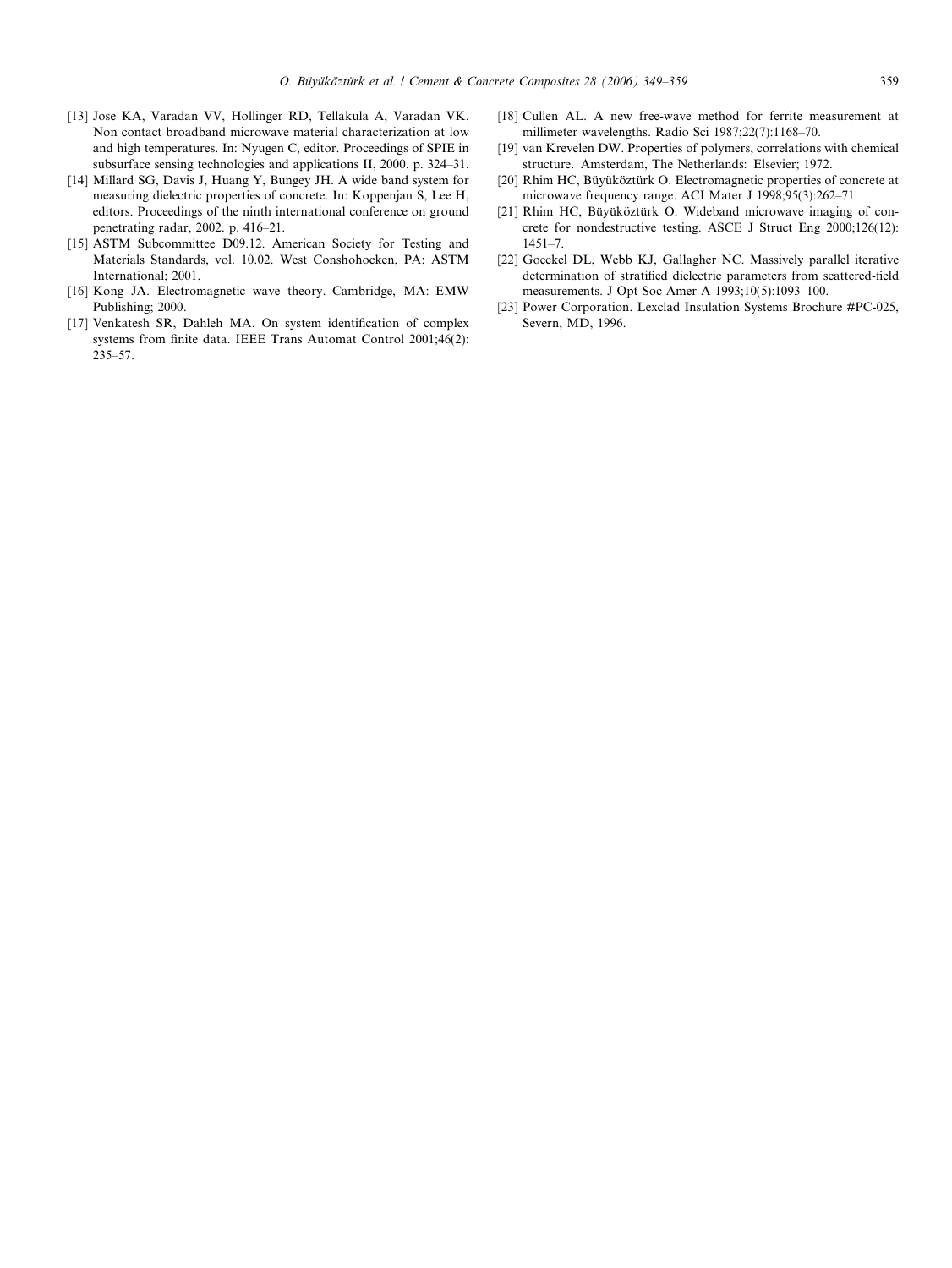[13] Jose KA, Varadan VV, Hollinger RD, Tellakula A, Varadan VK. Non contact broadband microwave material characterization at low and high temperatures. In: Nyugen C, editor. Proceedings of SPIE in subsurface sensing technologies and applications II, 2000. p. 324–31.

[14] Millard SG, Davis J, Huang Y, Bungey JH. A wide band system for measuring dielectric properties of concrete. In: Koppenjan S, Lee H, editors. Proceedings of the ninth international conference on ground penetrating radar, 2002. p. 416–21.

[15] ASTM Subcommittee D09.12. American Society for Testing and Materials Standards, vol. 10.02. West Conshohocken, PA: ASTM International; 2001.

[16] Kong JA. Electromagnetic wave theory. Cambridge, MA: EMW Publishing; 2000.

[17] Venkatesh SR, Dahleh MA. On system identification of complex systems from finite data. IEEE Trans Automat Control 2001;46(2): 235–57.

[18] Cullen AL. A new free-wave method for ferrite measurement at millimeter wavelengths. Radio Sci 1987;22(7):1168–70.

[19] van Krevelen DW. Properties of polymers, correlations with chemical structure. Amsterdam, The Netherlands: Elsevier; 1972.

[20] Rhim HC, Büyüköztürk O. Electromagnetic properties of concrete at microwave frequency range. ACI Mater J 1998;95(3):262–71.

[21] Rhim HC, Büyüköztürk O. Wideband microwave imaging of concrete for nondestructive testing. ASCE J Struct Eng 2000;126(12): 1451–7.

[22] Goeckel DL, Webb KJ, Gallagher NC. Massively parallel iterative determination of stratified dielectric parameters from scattered-field measurements. J Opt Soc Amer A 1993;10(5):1093–100.

[23] Power Corporation. Lexclad Insulation Systems Brochure #PC-025, Severn, MD, 1996.